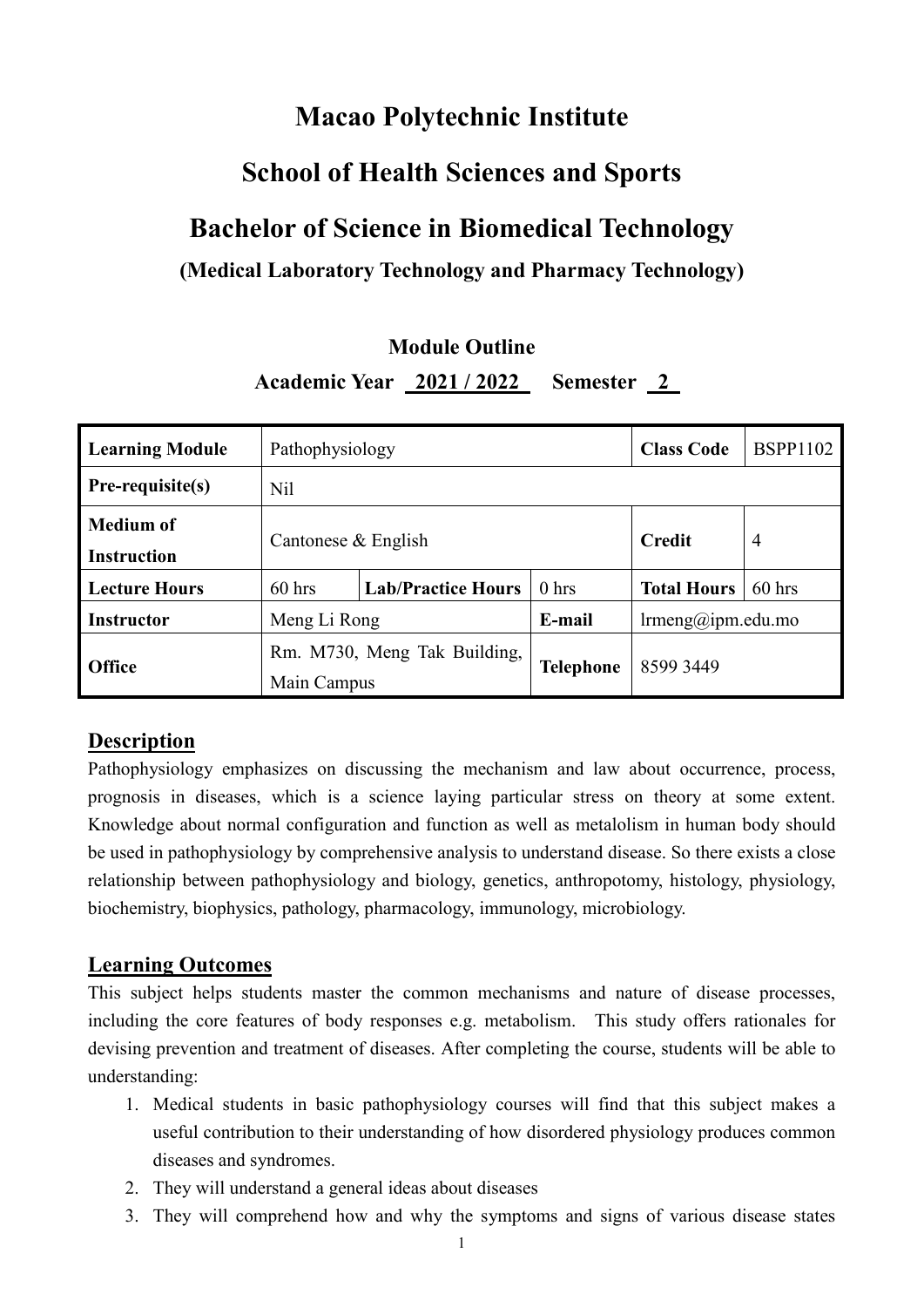# Macao Polytechnic Institute

## School of Health Sciences and Sports

## Bachelor of Science in Biomedical Technology

### (Medical Laboratory Technology and Pharmacy Technology)

**Module Outline**

**Academic Year 2021 / 2022 Semester 2**

| **Learning Module** | Pathophysiology | | | **Class Code** | BSPP1102 |
|---|---|---|---|---|---|
| **Pre-requisite(s)** | Nil | | | | |
| **Medium of Instruction** | Cantonese & English | | | **Credit** | 4 |
| **Lecture Hours** | 60 hrs | **Lab/Practice Hours** | 0 hrs | **Total Hours** | 60 hrs |
| **Instructor** | Meng Li Rong | | **E-mail** | lrmeng@ipm.edu.mo | |
| **Office** | Rm. M730, Meng Tak Building, Main Campus | | **Telephone** | 8599 3449 | |

## Description

Pathophysiology emphasizes on discussing the mechanism and law about occurrence, process, prognosis in diseases, which is a science laying particular stress on theory at some extent. Knowledge about normal configuration and function as well as metalolism in human body should be used in pathophysiology by comprehensive analysis to understand disease. So there exists a close relationship between pathophysiology and biology, genetics, anthropotomy, histology, physiology, biochemistry, biophysics, pathology, pharmacology, immunology, microbiology.

## Learning Outcomes

This subject helps students master the common mechanisms and nature of disease processes, including the core features of body responses e.g. metabolism. This study offers rationales for devising prevention and treatment of diseases. After completing the course, students will be able to understanding:

1. Medical students in basic pathophysiology courses will find that this subject makes a useful contribution to their understanding of how disordered physiology produces common diseases and syndromes.
2. They will understand a general ideas about diseases
3. They will comprehend how and why the symptoms and signs of various disease states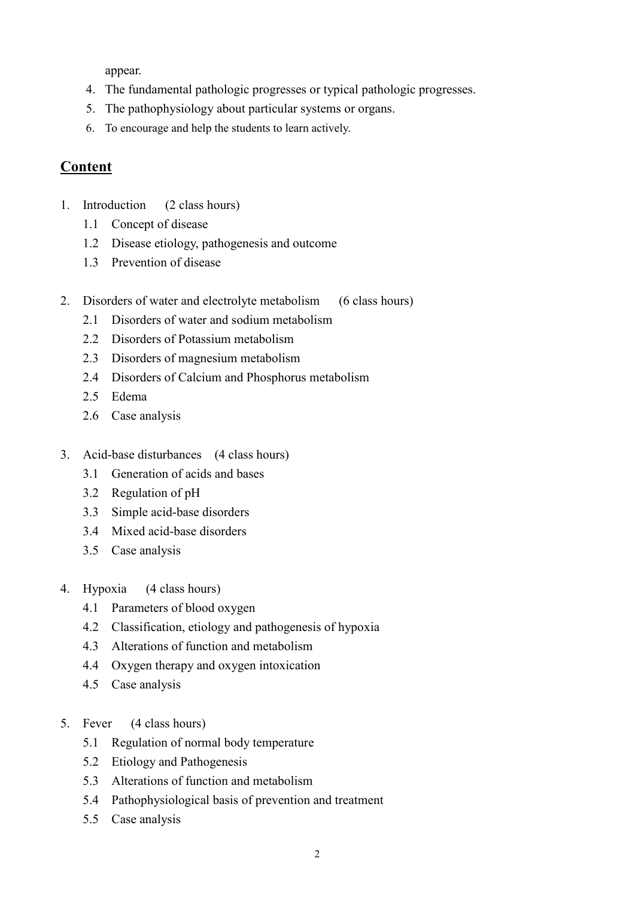appear.

4. The fundamental pathologic progresses or typical pathologic progresses.
5. The pathophysiology about particular systems or organs.
6. To encourage and help the students to learn actively.

## Content

1. Introduction (2 class hours)
    - 1.1 Concept of disease
    - 1.2 Disease etiology, pathogenesis and outcome
    - 1.3 Prevention of disease

2. Disorders of water and electrolyte metabolism (6 class hours)
    - 2.1 Disorders of water and sodium metabolism
    - 2.2 Disorders of Potassium metabolism
    - 2.3 Disorders of magnesium metabolism
    - 2.4 Disorders of Calcium and Phosphorus metabolism
    - 2.5 Edema
    - 2.6 Case analysis

3. Acid-base disturbances (4 class hours)
    - 3.1 Generation of acids and bases
    - 3.2 Regulation of pH
    - 3.3 Simple acid-base disorders
    - 3.4 Mixed acid-base disorders
    - 3.5 Case analysis

4. Hypoxia (4 class hours)
    - 4.1 Parameters of blood oxygen
    - 4.2 Classification, etiology and pathogenesis of hypoxia
    - 4.3 Alterations of function and metabolism
    - 4.4 Oxygen therapy and oxygen intoxication
    - 4.5 Case analysis

5. Fever (4 class hours)
    - 5.1 Regulation of normal body temperature
    - 5.2 Etiology and Pathogenesis
    - 5.3 Alterations of function and metabolism
    - 5.4 Pathophysiological basis of prevention and treatment
    - 5.5 Case analysis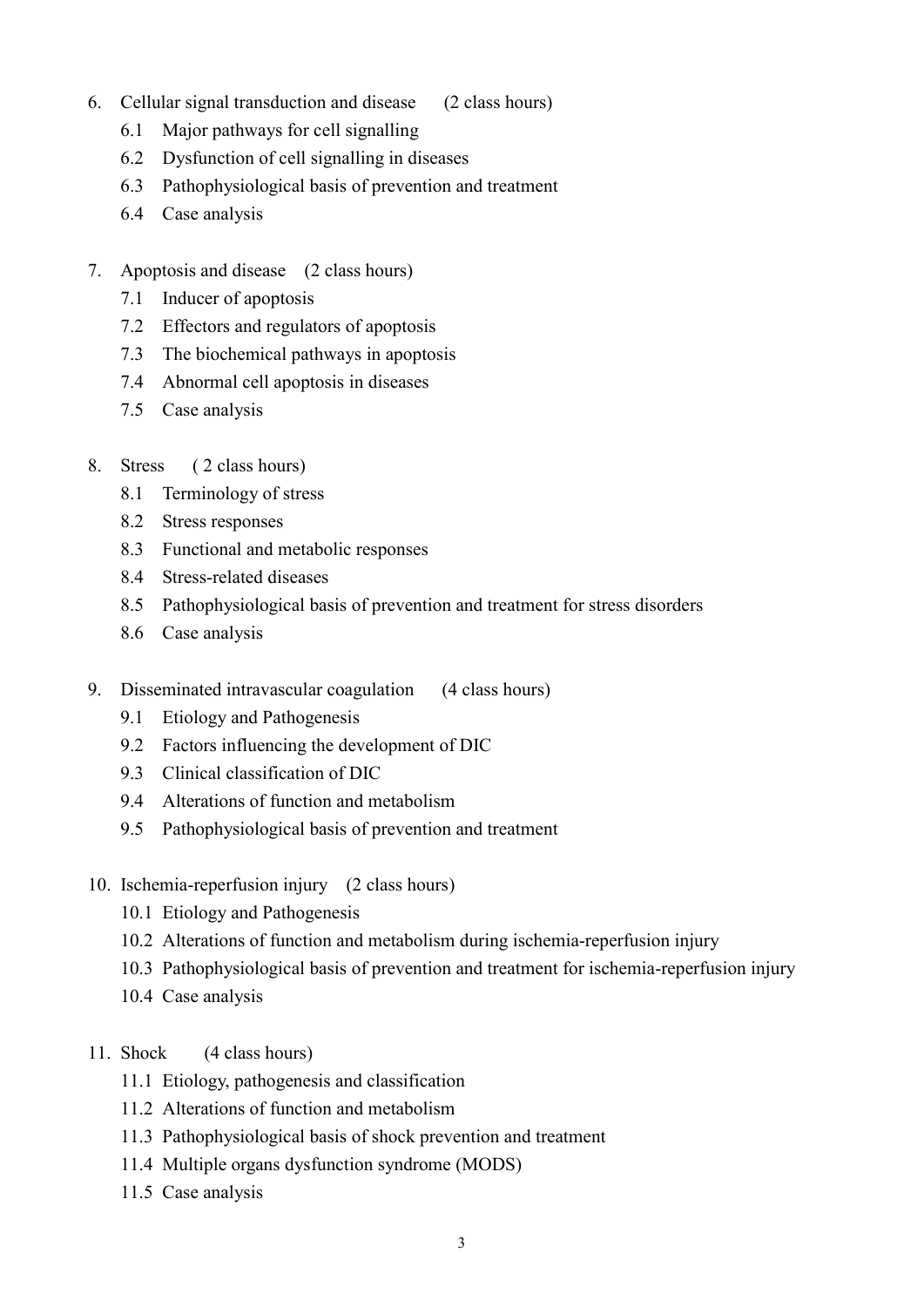6. Cellular signal transduction and disease (2 class hours)
    - 6.1 Major pathways for cell signalling
    - 6.2 Dysfunction of cell signalling in diseases
    - 6.3 Pathophysiological basis of prevention and treatment
    - 6.4 Case analysis

7. Apoptosis and disease (2 class hours)
    - 7.1 Inducer of apoptosis
    - 7.2 Effectors and regulators of apoptosis
    - 7.3 The biochemical pathways in apoptosis
    - 7.4 Abnormal cell apoptosis in diseases
    - 7.5 Case analysis

8. Stress ( 2 class hours)
    - 8.1 Terminology of stress
    - 8.2 Stress responses
    - 8.3 Functional and metabolic responses
    - 8.4 Stress-related diseases
    - 8.5 Pathophysiological basis of prevention and treatment for stress disorders
    - 8.6 Case analysis

9. Disseminated intravascular coagulation (4 class hours)
    - 9.1 Etiology and Pathogenesis
    - 9.2 Factors influencing the development of DIC
    - 9.3 Clinical classification of DIC
    - 9.4 Alterations of function and metabolism
    - 9.5 Pathophysiological basis of prevention and treatment

10. Ischemia-reperfusion injury (2 class hours)
    - 10.1 Etiology and Pathogenesis
    - 10.2 Alterations of function and metabolism during ischemia-reperfusion injury
    - 10.3 Pathophysiological basis of prevention and treatment for ischemia-reperfusion injury
    - 10.4 Case analysis

11. Shock (4 class hours)
    - 11.1 Etiology, pathogenesis and classification
    - 11.2 Alterations of function and metabolism
    - 11.3 Pathophysiological basis of shock prevention and treatment
    - 11.4 Multiple organs dysfunction syndrome (MODS)
    - 11.5 Case analysis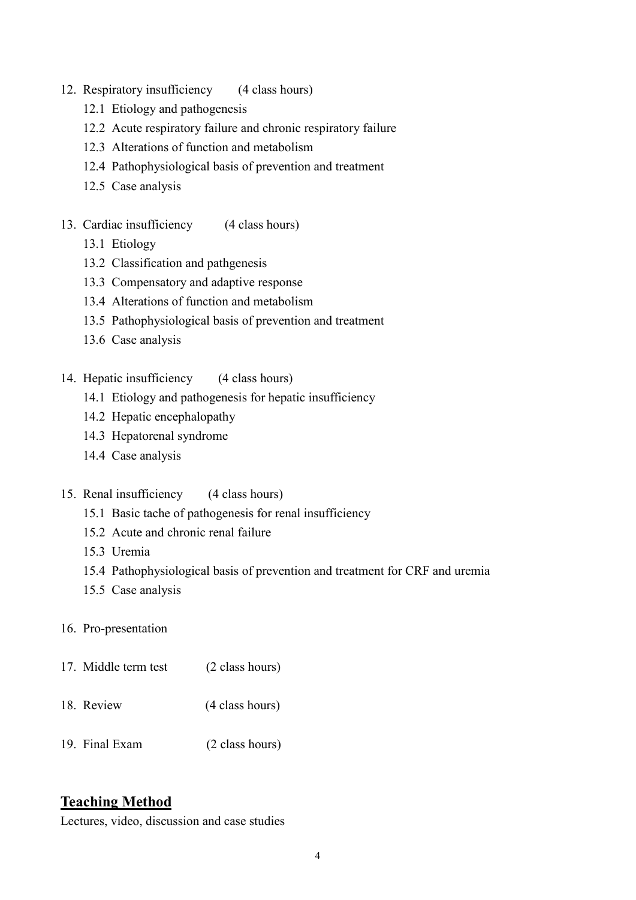12. Respiratory insufficiency (4 class hours)
    - 12.1 Etiology and pathogenesis
    - 12.2 Acute respiratory failure and chronic respiratory failure
    - 12.3 Alterations of function and metabolism
    - 12.4 Pathophysiological basis of prevention and treatment
    - 12.5 Case analysis

13. Cardiac insufficiency (4 class hours)
    - 13.1 Etiology
    - 13.2 Classification and pathgenesis
    - 13.3 Compensatory and adaptive response
    - 13.4 Alterations of function and metabolism
    - 13.5 Pathophysiological basis of prevention and treatment
    - 13.6 Case analysis

14. Hepatic insufficiency (4 class hours)
    - 14.1 Etiology and pathogenesis for hepatic insufficiency
    - 14.2 Hepatic encephalopathy
    - 14.3 Hepatorenal syndrome
    - 14.4 Case analysis

15. Renal insufficiency (4 class hours)
    - 15.1 Basic tache of pathogenesis for renal insufficiency
    - 15.2 Acute and chronic renal failure
    - 15.3 Uremia
    - 15.4 Pathophysiological basis of prevention and treatment for CRF and uremia
    - 15.5 Case analysis

16. Pro-presentation

17. Middle term test (2 class hours)

18. Review (4 class hours)

19. Final Exam (2 class hours)

## Teaching Method

Lectures, video, discussion and case studies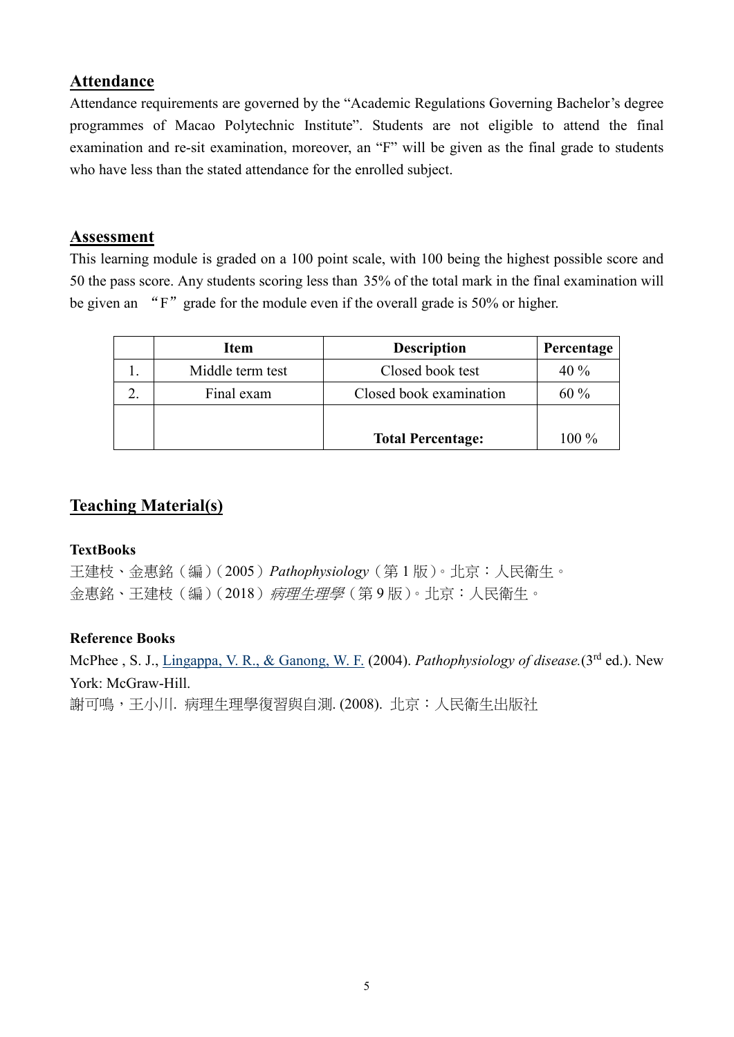## Attendance

Attendance requirements are governed by the "Academic Regulations Governing Bachelor's degree programmes of Macao Polytechnic Institute". Students are not eligible to attend the final examination and re-sit examination, moreover, an "F" will be given as the final grade to students who have less than the stated attendance for the enrolled subject.

## Assessment

This learning module is graded on a 100 point scale, with 100 being the highest possible score and 50 the pass score. Any students scoring less than 35% of the total mark in the final examination will be given an "F" grade for the module even if the overall grade is 50% or higher.

| | Item | Description | Percentage |
|---|---|---|---|
| 1. | Middle term test | Closed book test | 40 % |
| 2. | Final exam | Closed book examination | 60 % |
| | | **Total Percentage:** | 100 % |

## Teaching Material(s)

**TextBooks**

王建枝、金惠銘（編）（2005）*Pathophysiology*（第 1 版）。北京：人民衛生。
金惠銘、王建枝（編）（2018）*病理生理學*（第 9 版）。北京：人民衛生。

**Reference Books**

McPhee , S. J., Lingappa, V. R., & Ganong, W. F. (2004). *Pathophysiology of disease.*(3rd ed.). New York: McGraw-Hill.
謝可鳴，王小川. 病理生理學復習與自測. (2008). 北京：人民衛生出版社